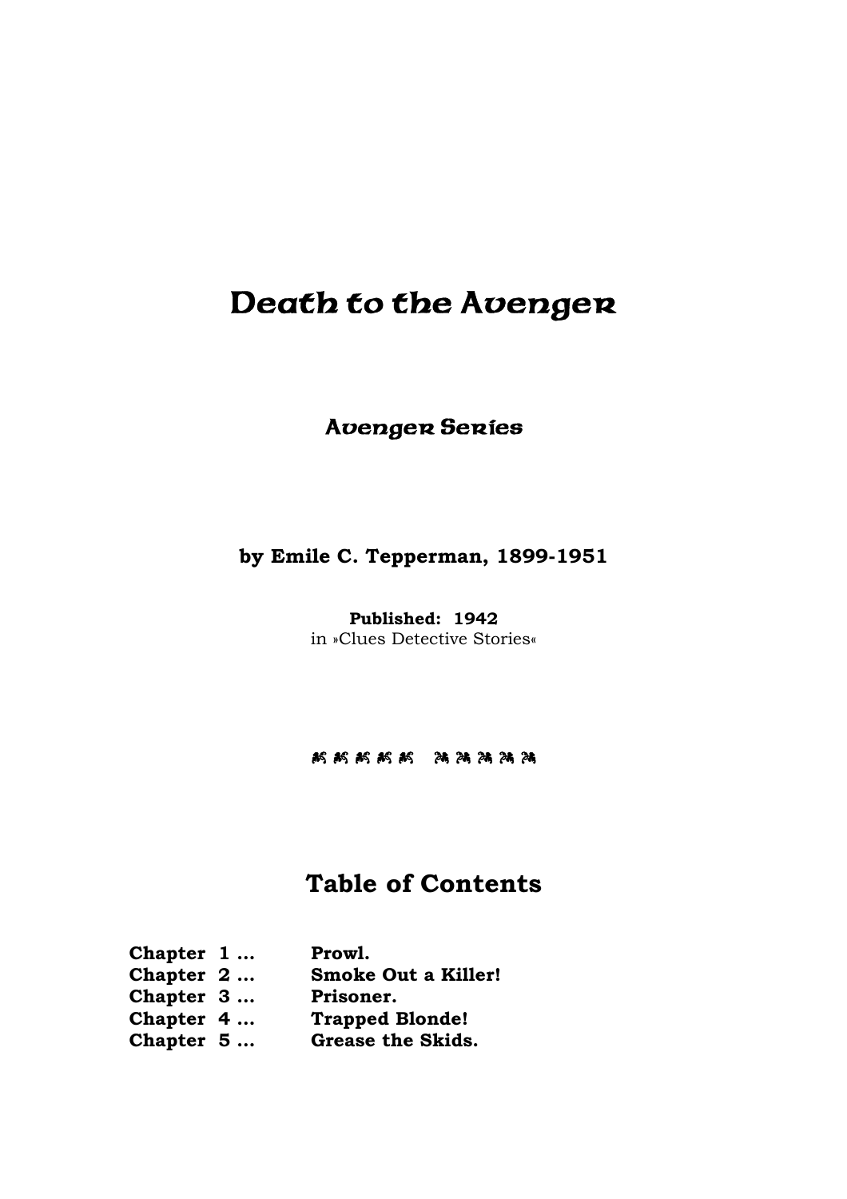# Death to the Avenger

### Avenger Series

**by Emile C. Tepperman, 1899-1951**

**Published: 1942**
in »Clues Detective Stories«

## Table of Contents

- **Chapter 1 …** **Prowl.**
- **Chapter 2 …** **Smoke Out a Killer!**
- **Chapter 3 …** **Prisoner.**
- **Chapter 4 …** **Trapped Blonde!**
- **Chapter 5 …** **Grease the Skids.**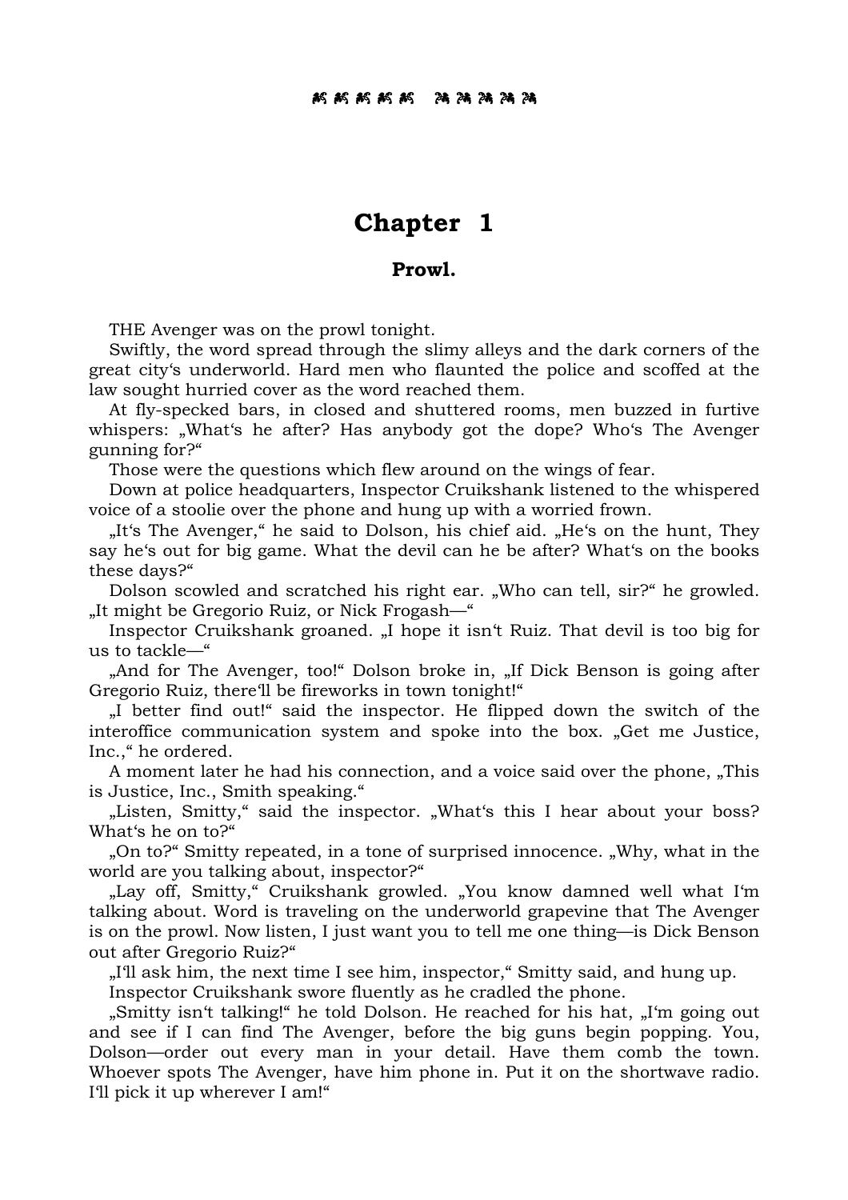# Chapter 1

## Prowl.

THE Avenger was on the prowl tonight.

Swiftly, the word spread through the slimy alleys and the dark corners of the great city‘s underworld. Hard men who flaunted the police and scoffed at the law sought hurried cover as the word reached them.

At fly-specked bars, in closed and shuttered rooms, men buzzed in furtive whispers: „What‘s he after? Has anybody got the dope? Who‘s The Avenger gunning for?“

Those were the questions which flew around on the wings of fear.

Down at police headquarters, Inspector Cruikshank listened to the whispered voice of a stoolie over the phone and hung up with a worried frown.

„It‘s The Avenger,“ he said to Dolson, his chief aid. „He‘s on the hunt, They say he‘s out for big game. What the devil can he be after? What‘s on the books these days?“

Dolson scowled and scratched his right ear. „Who can tell, sir?“ he growled. „It might be Gregorio Ruiz, or Nick Frogash—“

Inspector Cruikshank groaned. „I hope it isn‘t Ruiz. That devil is too big for us to tackle—“

„And for The Avenger, too!“ Dolson broke in, „If Dick Benson is going after Gregorio Ruiz, there‘ll be fireworks in town tonight!“

„I better find out!“ said the inspector. He flipped down the switch of the interoffice communication system and spoke into the box. „Get me Justice, Inc.,“ he ordered.

A moment later he had his connection, and a voice said over the phone, „This is Justice, Inc., Smith speaking.“

„Listen, Smitty,“ said the inspector. „What‘s this I hear about your boss? What‘s he on to?“

„On to?“ Smitty repeated, in a tone of surprised innocence. „Why, what in the world are you talking about, inspector?“

„Lay off, Smitty,“ Cruikshank growled. „You know damned well what I‘m talking about. Word is traveling on the underworld grapevine that The Avenger is on the prowl. Now listen, I just want you to tell me one thing—is Dick Benson out after Gregorio Ruiz?“

„I‘ll ask him, the next time I see him, inspector,“ Smitty said, and hung up.

Inspector Cruikshank swore fluently as he cradled the phone.

„Smitty isn‘t talking!“ he told Dolson. He reached for his hat, „I‘m going out and see if I can find The Avenger, before the big guns begin popping. You, Dolson—order out every man in your detail. Have them comb the town. Whoever spots The Avenger, have him phone in. Put it on the shortwave radio. I‘ll pick it up wherever I am!“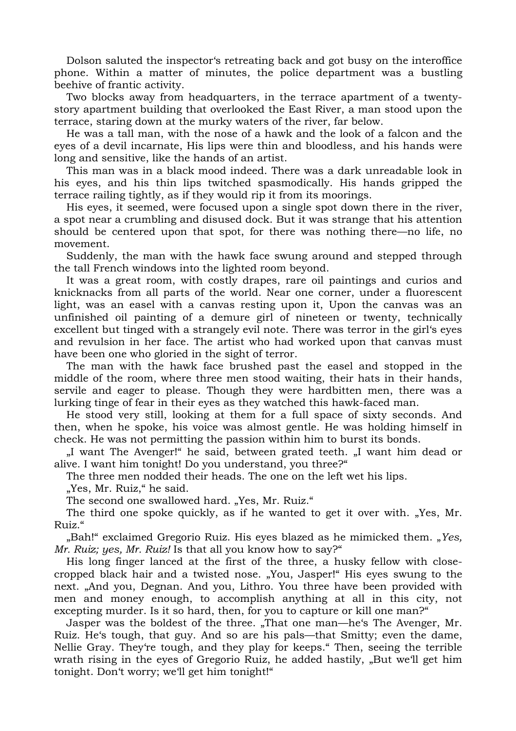Dolson saluted the inspector's retreating back and got busy on the interoffice phone. Within a matter of minutes, the police department was a bustling beehive of frantic activity.

Two blocks away from headquarters, in the terrace apartment of a twenty-story apartment building that overlooked the East River, a man stood upon the terrace, staring down at the murky waters of the river, far below.

He was a tall man, with the nose of a hawk and the look of a falcon and the eyes of a devil incarnate, His lips were thin and bloodless, and his hands were long and sensitive, like the hands of an artist.

This man was in a black mood indeed. There was a dark unreadable look in his eyes, and his thin lips twitched spasmodically. His hands gripped the terrace railing tightly, as if they would rip it from its moorings.

His eyes, it seemed, were focused upon a single spot down there in the river, a spot near a crumbling and disused dock. But it was strange that his attention should be centered upon that spot, for there was nothing there—no life, no movement.

Suddenly, the man with the hawk face swung around and stepped through the tall French windows into the lighted room beyond.

It was a great room, with costly drapes, rare oil paintings and curios and knicknacks from all parts of the world. Near one corner, under a fluorescent light, was an easel with a canvas resting upon it, Upon the canvas was an unfinished oil painting of a demure girl of nineteen or twenty, technically excellent but tinged with a strangely evil note. There was terror in the girl's eyes and revulsion in her face. The artist who had worked upon that canvas must have been one who gloried in the sight of terror.

The man with the hawk face brushed past the easel and stopped in the middle of the room, where three men stood waiting, their hats in their hands, servile and eager to please. Though they were hardbitten men, there was a lurking tinge of fear in their eyes as they watched this hawk-faced man.

He stood very still, looking at them for a full space of sixty seconds. And then, when he spoke, his voice was almost gentle. He was holding himself in check. He was not permitting the passion within him to burst its bonds.

„I want The Avenger!" he said, between grated teeth. „I want him dead or alive. I want him tonight! Do you understand, you three?"

The three men nodded their heads. The one on the left wet his lips.

„Yes, Mr. Ruiz," he said.

The second one swallowed hard. „Yes, Mr. Ruiz."

The third one spoke quickly, as if he wanted to get it over with. „Yes, Mr. Ruiz."

„Bah!" exclaimed Gregorio Ruiz. His eyes blazed as he mimicked them. „*Yes, Mr. Ruiz; yes, Mr. Ruiz!* Is that all you know how to say?"

His long finger lanced at the first of the three, a husky fellow with close-cropped black hair and a twisted nose. „You, Jasper!" His eyes swung to the next. „And you, Degnan. And you, Lithro. You three have been provided with men and money enough, to accomplish anything at all in this city, not excepting murder. Is it so hard, then, for you to capture or kill one man?"

Jasper was the boldest of the three. „That one man—he's The Avenger, Mr. Ruiz. He's tough, that guy. And so are his pals—that Smitty; even the dame, Nellie Gray. They're tough, and they play for keeps." Then, seeing the terrible wrath rising in the eyes of Gregorio Ruiz, he added hastily, „But we'll get him tonight. Don't worry; we'll get him tonight!"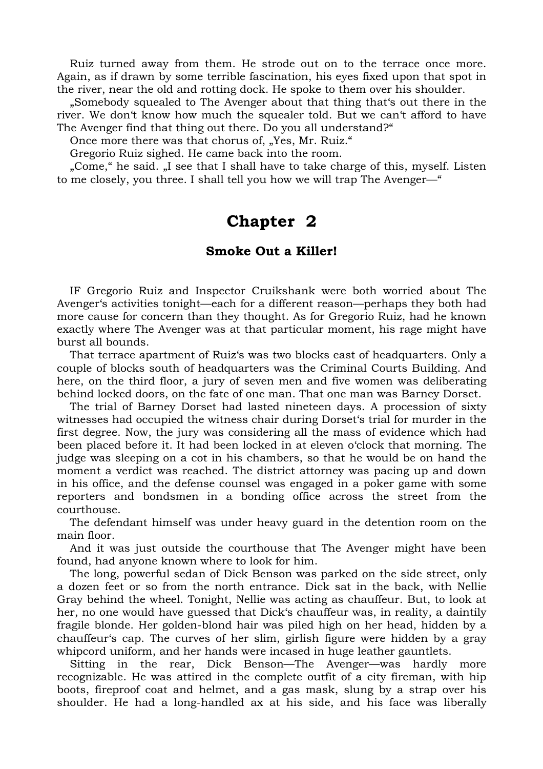Ruiz turned away from them. He strode out on to the terrace once more. Again, as if drawn by some terrible fascination, his eyes fixed upon that spot in the river, near the old and rotting dock. He spoke to them over his shoulder.

„Somebody squealed to The Avenger about that thing that‘s out there in the river. We don‘t know how much the squealer told. But we can‘t afford to have The Avenger find that thing out there. Do you all understand?“

Once more there was that chorus of, „Yes, Mr. Ruiz.“

Gregorio Ruiz sighed. He came back into the room.

„Come,“ he said. „I see that I shall have to take charge of this, myself. Listen to me closely, you three. I shall tell you how we will trap The Avenger—“

## Chapter 2

### Smoke Out a Killer!

IF Gregorio Ruiz and Inspector Cruikshank were both worried about The Avenger‘s activities tonight—each for a different reason—perhaps they both had more cause for concern than they thought. As for Gregorio Ruiz, had he known exactly where The Avenger was at that particular moment, his rage might have burst all bounds.

That terrace apartment of Ruiz‘s was two blocks east of headquarters. Only a couple of blocks south of headquarters was the Criminal Courts Building. And here, on the third floor, a jury of seven men and five women was deliberating behind locked doors, on the fate of one man. That one man was Barney Dorset.

The trial of Barney Dorset had lasted nineteen days. A procession of sixty witnesses had occupied the witness chair during Dorset‘s trial for murder in the first degree. Now, the jury was considering all the mass of evidence which had been placed before it. It had been locked in at eleven o‘clock that morning. The judge was sleeping on a cot in his chambers, so that he would be on hand the moment a verdict was reached. The district attorney was pacing up and down in his office, and the defense counsel was engaged in a poker game with some reporters and bondsmen in a bonding office across the street from the courthouse.

The defendant himself was under heavy guard in the detention room on the main floor.

And it was just outside the courthouse that The Avenger might have been found, had anyone known where to look for him.

The long, powerful sedan of Dick Benson was parked on the side street, only a dozen feet or so from the north entrance. Dick sat in the back, with Nellie Gray behind the wheel. Tonight, Nellie was acting as chauffeur. But, to look at her, no one would have guessed that Dick‘s chauffeur was, in reality, a daintily fragile blonde. Her golden-blond hair was piled high on her head, hidden by a chauffeur‘s cap. The curves of her slim, girlish figure were hidden by a gray whipcord uniform, and her hands were incased in huge leather gauntlets.

Sitting in the rear, Dick Benson—The Avenger—was hardly more recognizable. He was attired in the complete outfit of a city fireman, with hip boots, fireproof coat and helmet, and a gas mask, slung by a strap over his shoulder. He had a long-handled ax at his side, and his face was liberally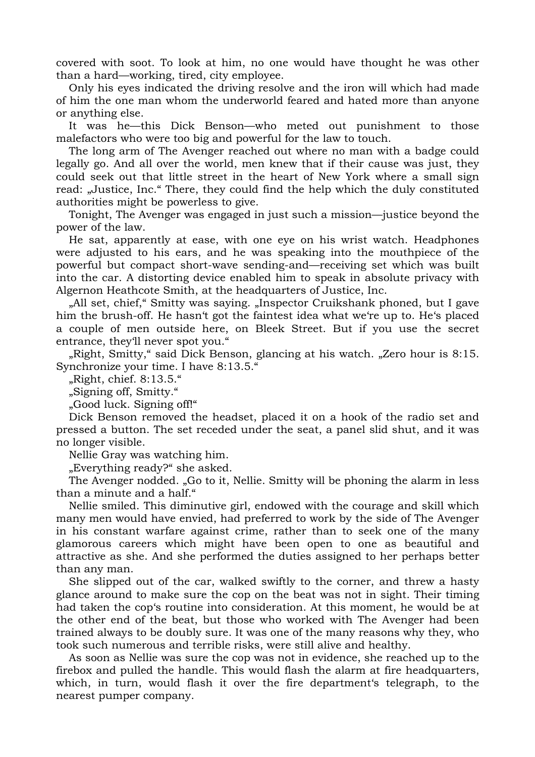covered with soot. To look at him, no one would have thought he was other than a hard—working, tired, city employee.

Only his eyes indicated the driving resolve and the iron will which had made of him the one man whom the underworld feared and hated more than anyone or anything else.

It was he—this Dick Benson—who meted out punishment to those malefactors who were too big and powerful for the law to touch.

The long arm of The Avenger reached out where no man with a badge could legally go. And all over the world, men knew that if their cause was just, they could seek out that little street in the heart of New York where a small sign read: „Justice, Inc.“ There, they could find the help which the duly constituted authorities might be powerless to give.

Tonight, The Avenger was engaged in just such a mission—justice beyond the power of the law.

He sat, apparently at ease, with one eye on his wrist watch. Headphones were adjusted to his ears, and he was speaking into the mouthpiece of the powerful but compact short-wave sending-and—receiving set which was built into the car. A distorting device enabled him to speak in absolute privacy with Algernon Heathcote Smith, at the headquarters of Justice, Inc.

„All set, chief,“ Smitty was saying. „Inspector Cruikshank phoned, but I gave him the brush-off. He hasn‘t got the faintest idea what we‘re up to. He‘s placed a couple of men outside here, on Bleek Street. But if you use the secret entrance, they‘ll never spot you.“

„Right, Smitty,“ said Dick Benson, glancing at his watch. „Zero hour is 8:15. Synchronize your time. I have 8:13.5.“

„Right, chief. 8:13.5.“

„Signing off, Smitty.“

„Good luck. Signing off!“

Dick Benson removed the headset, placed it on a hook of the radio set and pressed a button. The set receded under the seat, a panel slid shut, and it was no longer visible.

Nellie Gray was watching him.

„Everything ready?“ she asked.

The Avenger nodded. „Go to it, Nellie. Smitty will be phoning the alarm in less than a minute and a half.“

Nellie smiled. This diminutive girl, endowed with the courage and skill which many men would have envied, had preferred to work by the side of The Avenger in his constant warfare against crime, rather than to seek one of the many glamorous careers which might have been open to one as beautiful and attractive as she. And she performed the duties assigned to her perhaps better than any man.

She slipped out of the car, walked swiftly to the corner, and threw a hasty glance around to make sure the cop on the beat was not in sight. Their timing had taken the cop‘s routine into consideration. At this moment, he would be at the other end of the beat, but those who worked with The Avenger had been trained always to be doubly sure. It was one of the many reasons why they, who took such numerous and terrible risks, were still alive and healthy.

As soon as Nellie was sure the cop was not in evidence, she reached up to the firebox and pulled the handle. This would flash the alarm at fire headquarters, which, in turn, would flash it over the fire department‘s telegraph, to the nearest pumper company.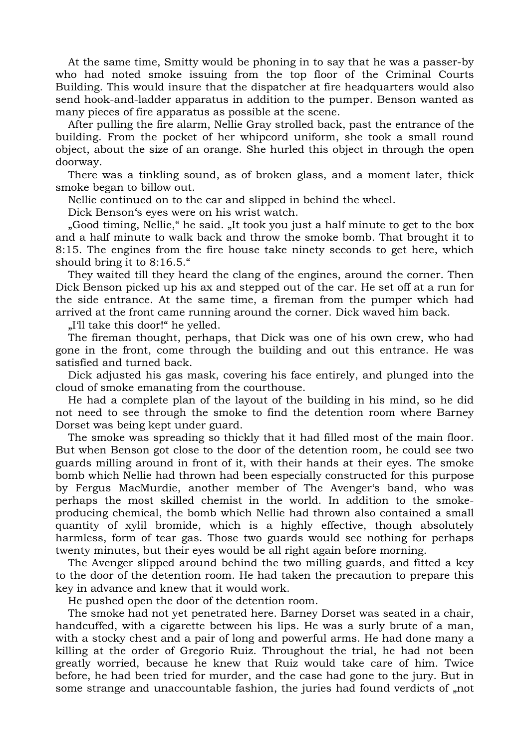At the same time, Smitty would be phoning in to say that he was a passer-by who had noted smoke issuing from the top floor of the Criminal Courts Building. This would insure that the dispatcher at fire headquarters would also send hook-and-ladder apparatus in addition to the pumper. Benson wanted as many pieces of fire apparatus as possible at the scene.

After pulling the fire alarm, Nellie Gray strolled back, past the entrance of the building. From the pocket of her whipcord uniform, she took a small round object, about the size of an orange. She hurled this object in through the open doorway.

There was a tinkling sound, as of broken glass, and a moment later, thick smoke began to billow out.

Nellie continued on to the car and slipped in behind the wheel.

Dick Benson‘s eyes were on his wrist watch.

„Good timing, Nellie," he said. „It took you just a half minute to get to the box and a half minute to walk back and throw the smoke bomb. That brought it to 8:15. The engines from the fire house take ninety seconds to get here, which should bring it to 8:16.5."

They waited till they heard the clang of the engines, around the corner. Then Dick Benson picked up his ax and stepped out of the car. He set off at a run for the side entrance. At the same time, a fireman from the pumper which had arrived at the front came running around the corner. Dick waved him back.

„I'll take this door!" he yelled.

The fireman thought, perhaps, that Dick was one of his own crew, who had gone in the front, come through the building and out this entrance. He was satisfied and turned back.

Dick adjusted his gas mask, covering his face entirely, and plunged into the cloud of smoke emanating from the courthouse.

He had a complete plan of the layout of the building in his mind, so he did not need to see through the smoke to find the detention room where Barney Dorset was being kept under guard.

The smoke was spreading so thickly that it had filled most of the main floor. But when Benson got close to the door of the detention room, he could see two guards milling around in front of it, with their hands at their eyes. The smoke bomb which Nellie had thrown had been especially constructed for this purpose by Fergus MacMurdie, another member of The Avenger‘s band, who was perhaps the most skilled chemist in the world. In addition to the smoke-producing chemical, the bomb which Nellie had thrown also contained a small quantity of xylil bromide, which is a highly effective, though absolutely harmless, form of tear gas. Those two guards would see nothing for perhaps twenty minutes, but their eyes would be all right again before morning.

The Avenger slipped around behind the two milling guards, and fitted a key to the door of the detention room. He had taken the precaution to prepare this key in advance and knew that it would work.

He pushed open the door of the detention room.

The smoke had not yet penetrated here. Barney Dorset was seated in a chair, handcuffed, with a cigarette between his lips. He was a surly brute of a man, with a stocky chest and a pair of long and powerful arms. He had done many a killing at the order of Gregorio Ruiz. Throughout the trial, he had not been greatly worried, because he knew that Ruiz would take care of him. Twice before, he had been tried for murder, and the case had gone to the jury. But in some strange and unaccountable fashion, the juries had found verdicts of „not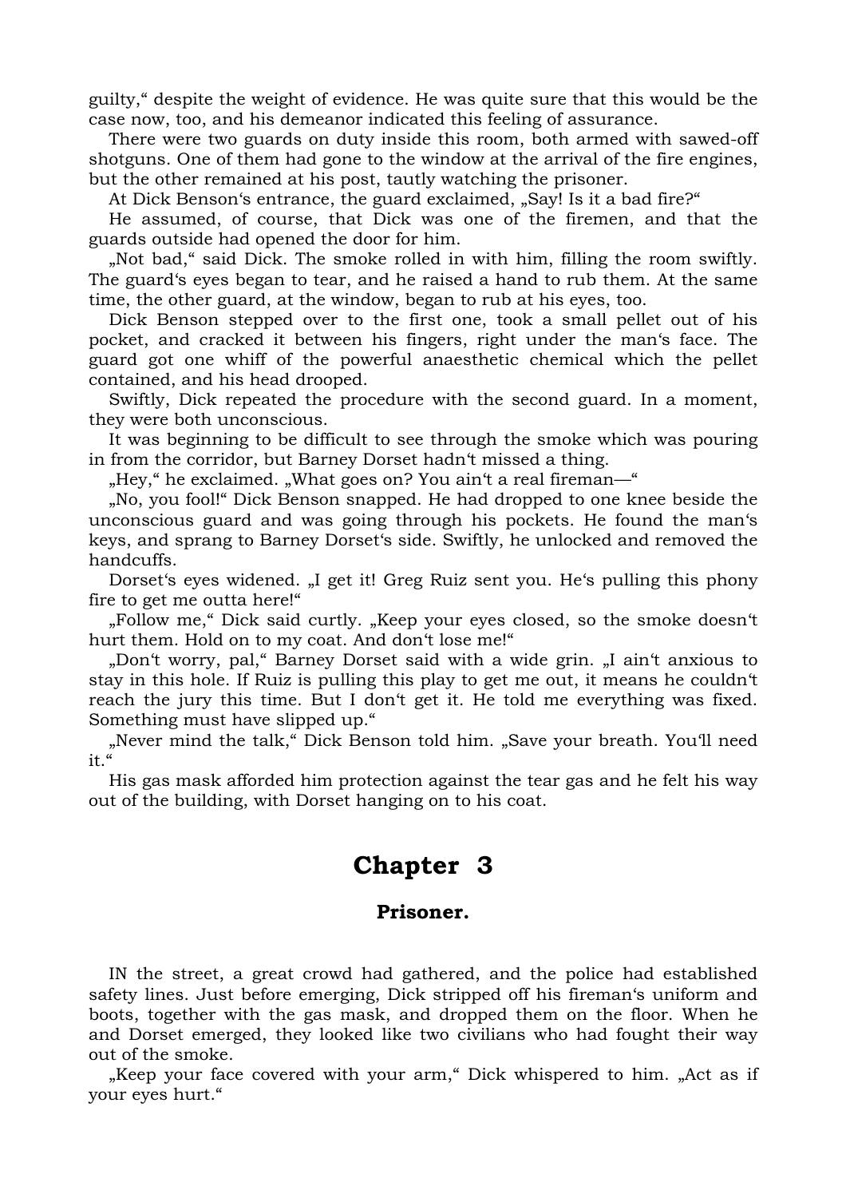guilty,“ despite the weight of evidence. He was quite sure that this would be the case now, too, and his demeanor indicated this feeling of assurance.

There were two guards on duty inside this room, both armed with sawed-off shotguns. One of them had gone to the window at the arrival of the fire engines, but the other remained at his post, tautly watching the prisoner.

At Dick Benson‘s entrance, the guard exclaimed, „Say! Is it a bad fire?“

He assumed, of course, that Dick was one of the firemen, and that the guards outside had opened the door for him.

„Not bad,“ said Dick. The smoke rolled in with him, filling the room swiftly. The guard‘s eyes began to tear, and he raised a hand to rub them. At the same time, the other guard, at the window, began to rub at his eyes, too.

Dick Benson stepped over to the first one, took a small pellet out of his pocket, and cracked it between his fingers, right under the man‘s face. The guard got one whiff of the powerful anaesthetic chemical which the pellet contained, and his head drooped.

Swiftly, Dick repeated the procedure with the second guard. In a moment, they were both unconscious.

It was beginning to be difficult to see through the smoke which was pouring in from the corridor, but Barney Dorset hadn‘t missed a thing.

„Hey,“ he exclaimed. „What goes on? You ain‘t a real fireman—“

„No, you fool!“ Dick Benson snapped. He had dropped to one knee beside the unconscious guard and was going through his pockets. He found the man‘s keys, and sprang to Barney Dorset‘s side. Swiftly, he unlocked and removed the handcuffs.

Dorset‘s eyes widened. „I get it! Greg Ruiz sent you. He‘s pulling this phony fire to get me outta here!“

„Follow me,“ Dick said curtly. „Keep your eyes closed, so the smoke doesn‘t hurt them. Hold on to my coat. And don‘t lose me!“

„Don‘t worry, pal,“ Barney Dorset said with a wide grin. „I ain‘t anxious to stay in this hole. If Ruiz is pulling this play to get me out, it means he couldn‘t reach the jury this time. But I don‘t get it. He told me everything was fixed. Something must have slipped up.“

„Never mind the talk,“ Dick Benson told him. „Save your breath. You‘ll need it.“

His gas mask afforded him protection against the tear gas and he felt his way out of the building, with Dorset hanging on to his coat.

## Chapter 3

### Prisoner.

IN the street, a great crowd had gathered, and the police had established safety lines. Just before emerging, Dick stripped off his fireman‘s uniform and boots, together with the gas mask, and dropped them on the floor. When he and Dorset emerged, they looked like two civilians who had fought their way out of the smoke.

„Keep your face covered with your arm,“ Dick whispered to him. „Act as if your eyes hurt.“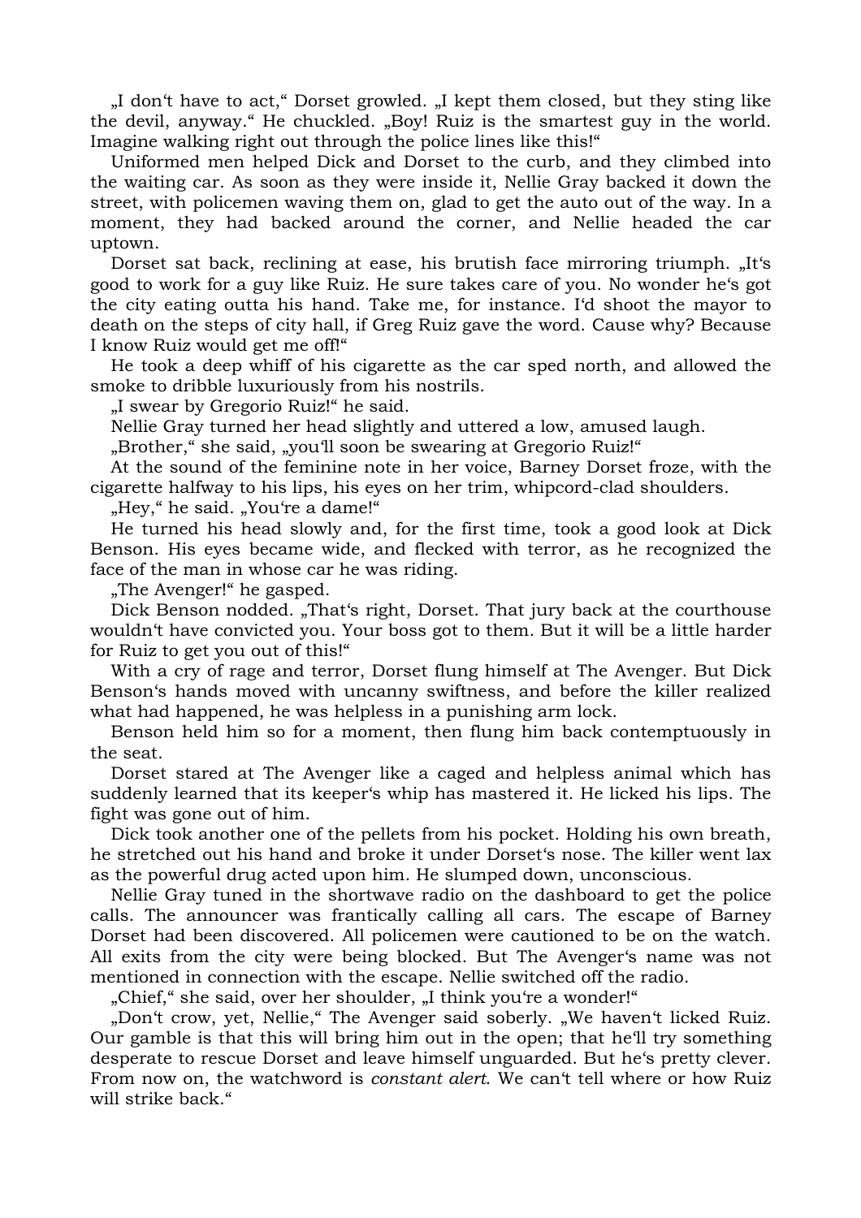„I don't have to act," Dorset growled. „I kept them closed, but they sting like the devil, anyway." He chuckled. „Boy! Ruiz is the smartest guy in the world. Imagine walking right out through the police lines like this!"

Uniformed men helped Dick and Dorset to the curb, and they climbed into the waiting car. As soon as they were inside it, Nellie Gray backed it down the street, with policemen waving them on, glad to get the auto out of the way. In a moment, they had backed around the corner, and Nellie headed the car uptown.

Dorset sat back, reclining at ease, his brutish face mirroring triumph. „It's good to work for a guy like Ruiz. He sure takes care of you. No wonder he's got the city eating outta his hand. Take me, for instance. I'd shoot the mayor to death on the steps of city hall, if Greg Ruiz gave the word. Cause why? Because I know Ruiz would get me off!"

He took a deep whiff of his cigarette as the car sped north, and allowed the smoke to dribble luxuriously from his nostrils.

„I swear by Gregorio Ruiz!" he said.

Nellie Gray turned her head slightly and uttered a low, amused laugh.

„Brother," she said, „you'll soon be swearing at Gregorio Ruiz!"

At the sound of the feminine note in her voice, Barney Dorset froze, with the cigarette halfway to his lips, his eyes on her trim, whipcord-clad shoulders.

„Hey," he said. „You're a dame!"

He turned his head slowly and, for the first time, took a good look at Dick Benson. His eyes became wide, and flecked with terror, as he recognized the face of the man in whose car he was riding.

„The Avenger!" he gasped.

Dick Benson nodded. „That's right, Dorset. That jury back at the courthouse wouldn't have convicted you. Your boss got to them. But it will be a little harder for Ruiz to get you out of this!"

With a cry of rage and terror, Dorset flung himself at The Avenger. But Dick Benson's hands moved with uncanny swiftness, and before the killer realized what had happened, he was helpless in a punishing arm lock.

Benson held him so for a moment, then flung him back contemptuously in the seat.

Dorset stared at The Avenger like a caged and helpless animal which has suddenly learned that its keeper's whip has mastered it. He licked his lips. The fight was gone out of him.

Dick took another one of the pellets from his pocket. Holding his own breath, he stretched out his hand and broke it under Dorset's nose. The killer went lax as the powerful drug acted upon him. He slumped down, unconscious.

Nellie Gray tuned in the shortwave radio on the dashboard to get the police calls. The announcer was frantically calling all cars. The escape of Barney Dorset had been discovered. All policemen were cautioned to be on the watch. All exits from the city were being blocked. But The Avenger's name was not mentioned in connection with the escape. Nellie switched off the radio.

„Chief," she said, over her shoulder, „I think you're a wonder!"

„Don't crow, yet, Nellie," The Avenger said soberly. „We haven't licked Ruiz. Our gamble is that this will bring him out in the open; that he'll try something desperate to rescue Dorset and leave himself unguarded. But he's pretty clever. From now on, the watchword is *constant alert*. We can't tell where or how Ruiz will strike back."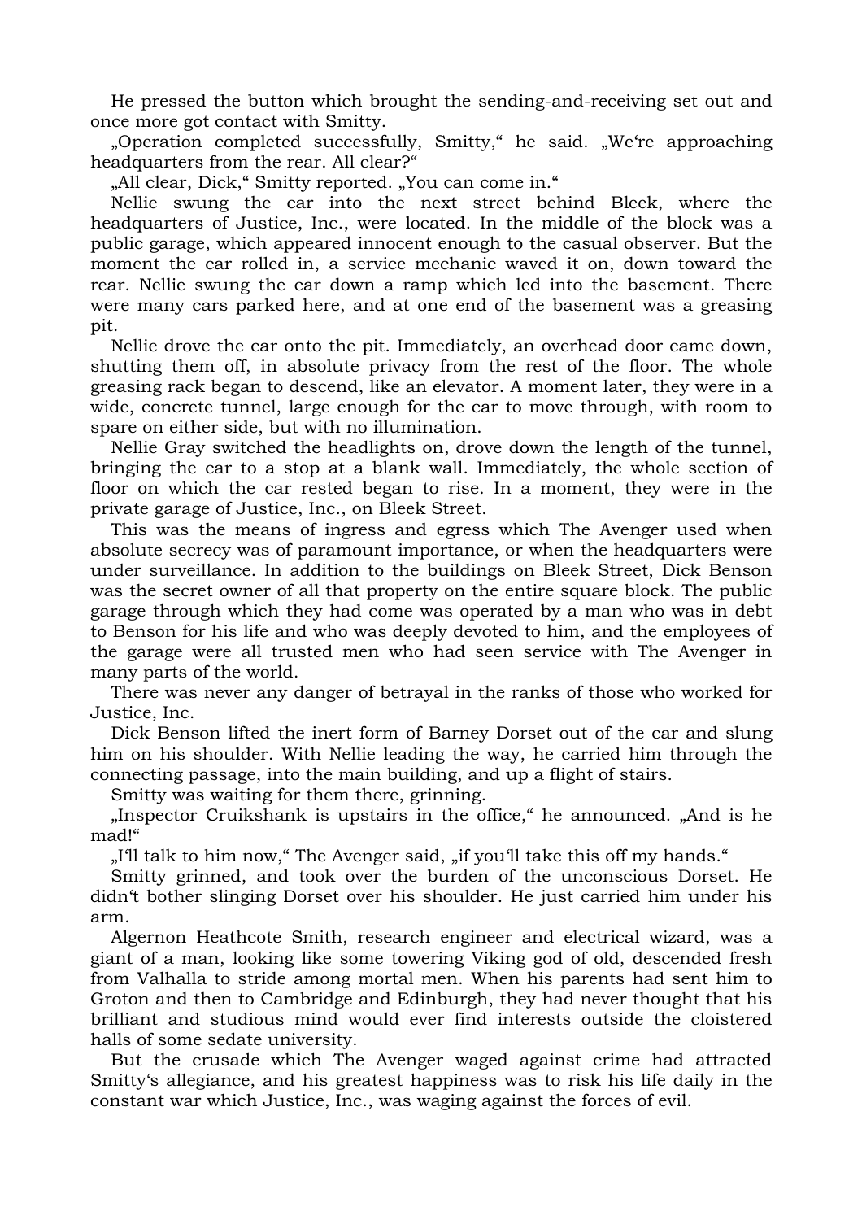He pressed the button which brought the sending-and-receiving set out and once more got contact with Smitty.

„Operation completed successfully, Smitty," he said. „We're approaching headquarters from the rear. All clear?"

„All clear, Dick," Smitty reported. „You can come in."

Nellie swung the car into the next street behind Bleek, where the headquarters of Justice, Inc., were located. In the middle of the block was a public garage, which appeared innocent enough to the casual observer. But the moment the car rolled in, a service mechanic waved it on, down toward the rear. Nellie swung the car down a ramp which led into the basement. There were many cars parked here, and at one end of the basement was a greasing pit.

Nellie drove the car onto the pit. Immediately, an overhead door came down, shutting them off, in absolute privacy from the rest of the floor. The whole greasing rack began to descend, like an elevator. A moment later, they were in a wide, concrete tunnel, large enough for the car to move through, with room to spare on either side, but with no illumination.

Nellie Gray switched the headlights on, drove down the length of the tunnel, bringing the car to a stop at a blank wall. Immediately, the whole section of floor on which the car rested began to rise. In a moment, they were in the private garage of Justice, Inc., on Bleek Street.

This was the means of ingress and egress which The Avenger used when absolute secrecy was of paramount importance, or when the headquarters were under surveillance. In addition to the buildings on Bleek Street, Dick Benson was the secret owner of all that property on the entire square block. The public garage through which they had come was operated by a man who was in debt to Benson for his life and who was deeply devoted to him, and the employees of the garage were all trusted men who had seen service with The Avenger in many parts of the world.

There was never any danger of betrayal in the ranks of those who worked for Justice, Inc.

Dick Benson lifted the inert form of Barney Dorset out of the car and slung him on his shoulder. With Nellie leading the way, he carried him through the connecting passage, into the main building, and up a flight of stairs.

Smitty was waiting for them there, grinning.

„Inspector Cruikshank is upstairs in the office," he announced. „And is he mad!"

„I'll talk to him now," The Avenger said, „if you'll take this off my hands."

Smitty grinned, and took over the burden of the unconscious Dorset. He didn't bother slinging Dorset over his shoulder. He just carried him under his arm.

Algernon Heathcote Smith, research engineer and electrical wizard, was a giant of a man, looking like some towering Viking god of old, descended fresh from Valhalla to stride among mortal men. When his parents had sent him to Groton and then to Cambridge and Edinburgh, they had never thought that his brilliant and studious mind would ever find interests outside the cloistered halls of some sedate university.

But the crusade which The Avenger waged against crime had attracted Smitty's allegiance, and his greatest happiness was to risk his life daily in the constant war which Justice, Inc., was waging against the forces of evil.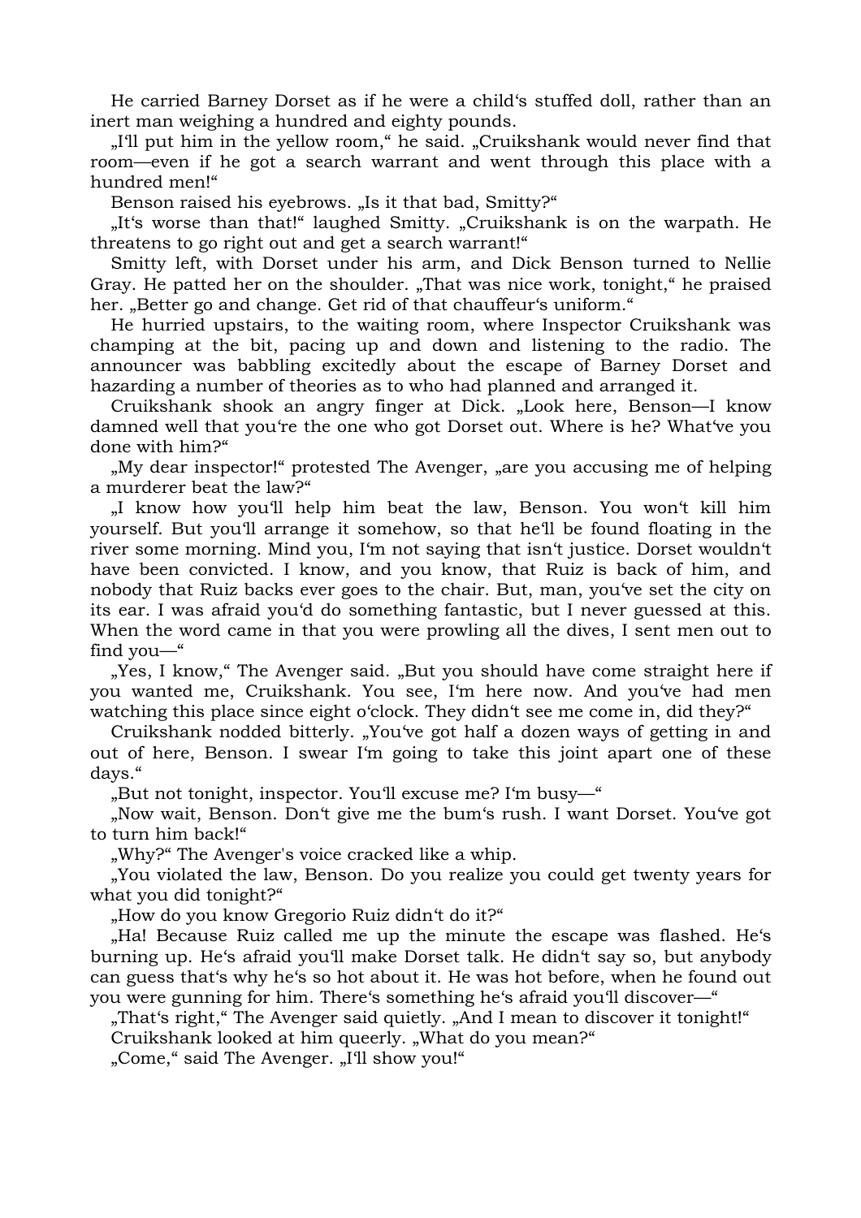He carried Barney Dorset as if he were a child‘s stuffed doll, rather than an inert man weighing a hundred and eighty pounds.

„I‘ll put him in the yellow room,“ he said. „Cruikshank would never find that room—even if he got a search warrant and went through this place with a hundred men!“

Benson raised his eyebrows. „Is it that bad, Smitty?“

„It‘s worse than that!“ laughed Smitty. „Cruikshank is on the warpath. He threatens to go right out and get a search warrant!“

Smitty left, with Dorset under his arm, and Dick Benson turned to Nellie Gray. He patted her on the shoulder. „That was nice work, tonight,“ he praised her. „Better go and change. Get rid of that chauffeur‘s uniform.“

He hurried upstairs, to the waiting room, where Inspector Cruikshank was champing at the bit, pacing up and down and listening to the radio. The announcer was babbling excitedly about the escape of Barney Dorset and hazarding a number of theories as to who had planned and arranged it.

Cruikshank shook an angry finger at Dick. „Look here, Benson—I know damned well that you‘re the one who got Dorset out. Where is he? What‘ve you done with him?“

„My dear inspector!“ protested The Avenger, „are you accusing me of helping a murderer beat the law?“

„I know how you‘ll help him beat the law, Benson. You won‘t kill him yourself. But you‘ll arrange it somehow, so that he‘ll be found floating in the river some morning. Mind you, I‘m not saying that isn‘t justice. Dorset wouldn‘t have been convicted. I know, and you know, that Ruiz is back of him, and nobody that Ruiz backs ever goes to the chair. But, man, you‘ve set the city on its ear. I was afraid you‘d do something fantastic, but I never guessed at this. When the word came in that you were prowling all the dives, I sent men out to find you—“

„Yes, I know,“ The Avenger said. „But you should have come straight here if you wanted me, Cruikshank. You see, I‘m here now. And you‘ve had men watching this place since eight o‘clock. They didn‘t see me come in, did they?“

Cruikshank nodded bitterly. „You‘ve got half a dozen ways of getting in and out of here, Benson. I swear I‘m going to take this joint apart one of these days.“

„But not tonight, inspector. You‘ll excuse me? I‘m busy—“

„Now wait, Benson. Don‘t give me the bum‘s rush. I want Dorset. You‘ve got to turn him back!“

„Why?“ The Avenger's voice cracked like a whip.

„You violated the law, Benson. Do you realize you could get twenty years for what you did tonight?“

„How do you know Gregorio Ruiz didn‘t do it?“

„Ha! Because Ruiz called me up the minute the escape was flashed. He‘s burning up. He‘s afraid you‘ll make Dorset talk. He didn‘t say so, but anybody can guess that‘s why he‘s so hot about it. He was hot before, when he found out you were gunning for him. There‘s something he‘s afraid you‘ll discover—“

„That‘s right,“ The Avenger said quietly. „And I mean to discover it tonight!“

Cruikshank looked at him queerly. „What do you mean?“

„Come,“ said The Avenger. „I‘ll show you!“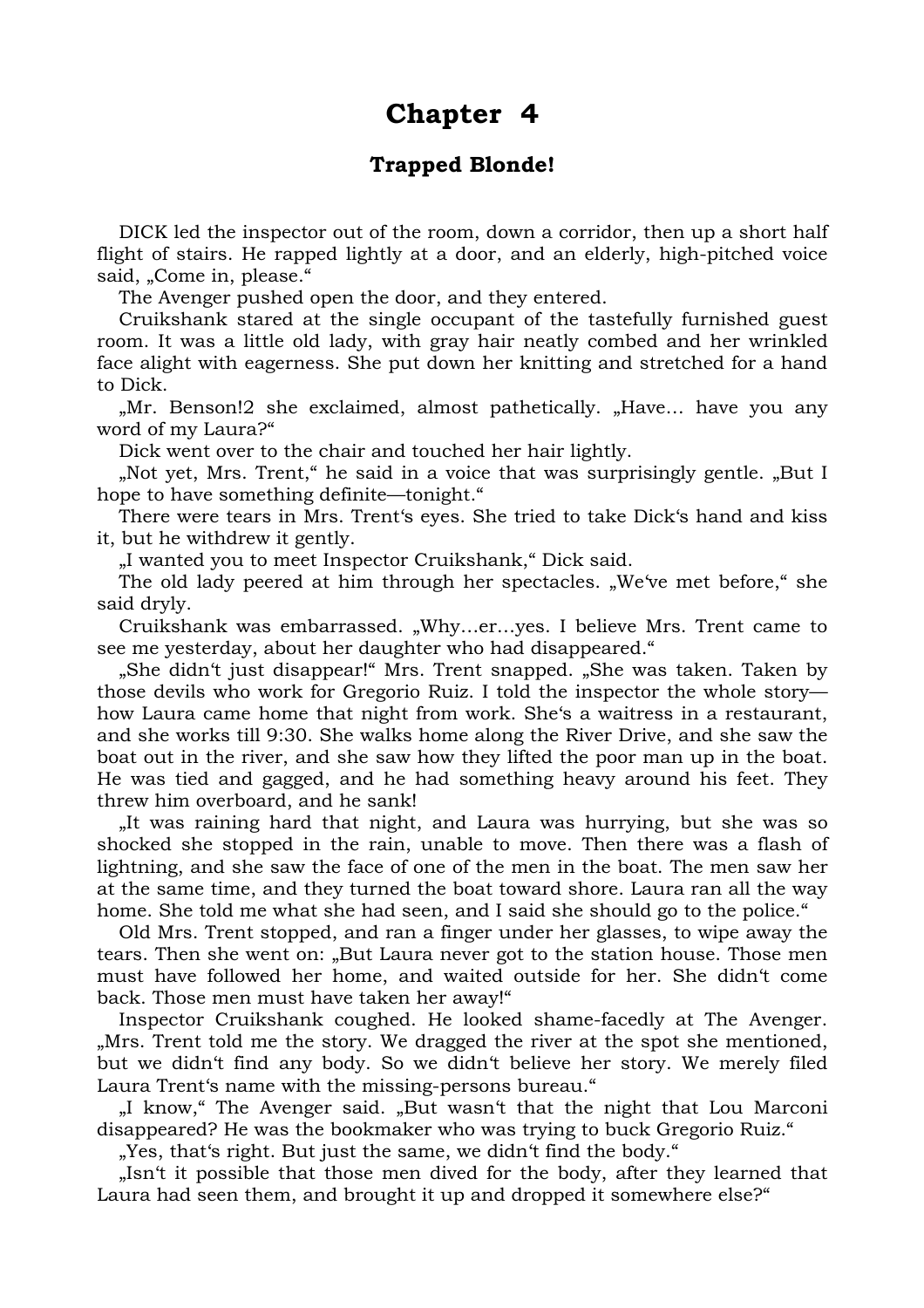# Chapter 4

### Trapped Blonde!

DICK led the inspector out of the room, down a corridor, then up a short half flight of stairs. He rapped lightly at a door, and an elderly, high-pitched voice said, „Come in, please."

The Avenger pushed open the door, and they entered.

Cruikshank stared at the single occupant of the tastefully furnished guest room. It was a little old lady, with gray hair neatly combed and her wrinkled face alight with eagerness. She put down her knitting and stretched for a hand to Dick.

„Mr. Benson!2 she exclaimed, almost pathetically. „Have… have you any word of my Laura?"

Dick went over to the chair and touched her hair lightly.

„Not yet, Mrs. Trent," he said in a voice that was surprisingly gentle. „But I hope to have something definite—tonight."

There were tears in Mrs. Trent's eyes. She tried to take Dick's hand and kiss it, but he withdrew it gently.

„I wanted you to meet Inspector Cruikshank," Dick said.

The old lady peered at him through her spectacles. „We've met before," she said dryly.

Cruikshank was embarrassed. „Why…er…yes. I believe Mrs. Trent came to see me yesterday, about her daughter who had disappeared."

„She didn't just disappear!" Mrs. Trent snapped. „She was taken. Taken by those devils who work for Gregorio Ruiz. I told the inspector the whole story—how Laura came home that night from work. She's a waitress in a restaurant, and she works till 9:30. She walks home along the River Drive, and she saw the boat out in the river, and she saw how they lifted the poor man up in the boat. He was tied and gagged, and he had something heavy around his feet. They threw him overboard, and he sank!

„It was raining hard that night, and Laura was hurrying, but she was so shocked she stopped in the rain, unable to move. Then there was a flash of lightning, and she saw the face of one of the men in the boat. The men saw her at the same time, and they turned the boat toward shore. Laura ran all the way home. She told me what she had seen, and I said she should go to the police."

Old Mrs. Trent stopped, and ran a finger under her glasses, to wipe away the tears. Then she went on: „But Laura never got to the station house. Those men must have followed her home, and waited outside for her. She didn't come back. Those men must have taken her away!"

Inspector Cruikshank coughed. He looked shame-facedly at The Avenger. „Mrs. Trent told me the story. We dragged the river at the spot she mentioned, but we didn't find any body. So we didn't believe her story. We merely filed Laura Trent's name with the missing-persons bureau."

„I know," The Avenger said. „But wasn't that the night that Lou Marconi disappeared? He was the bookmaker who was trying to buck Gregorio Ruiz."

„Yes, that's right. But just the same, we didn't find the body."

„Isn't it possible that those men dived for the body, after they learned that Laura had seen them, and brought it up and dropped it somewhere else?"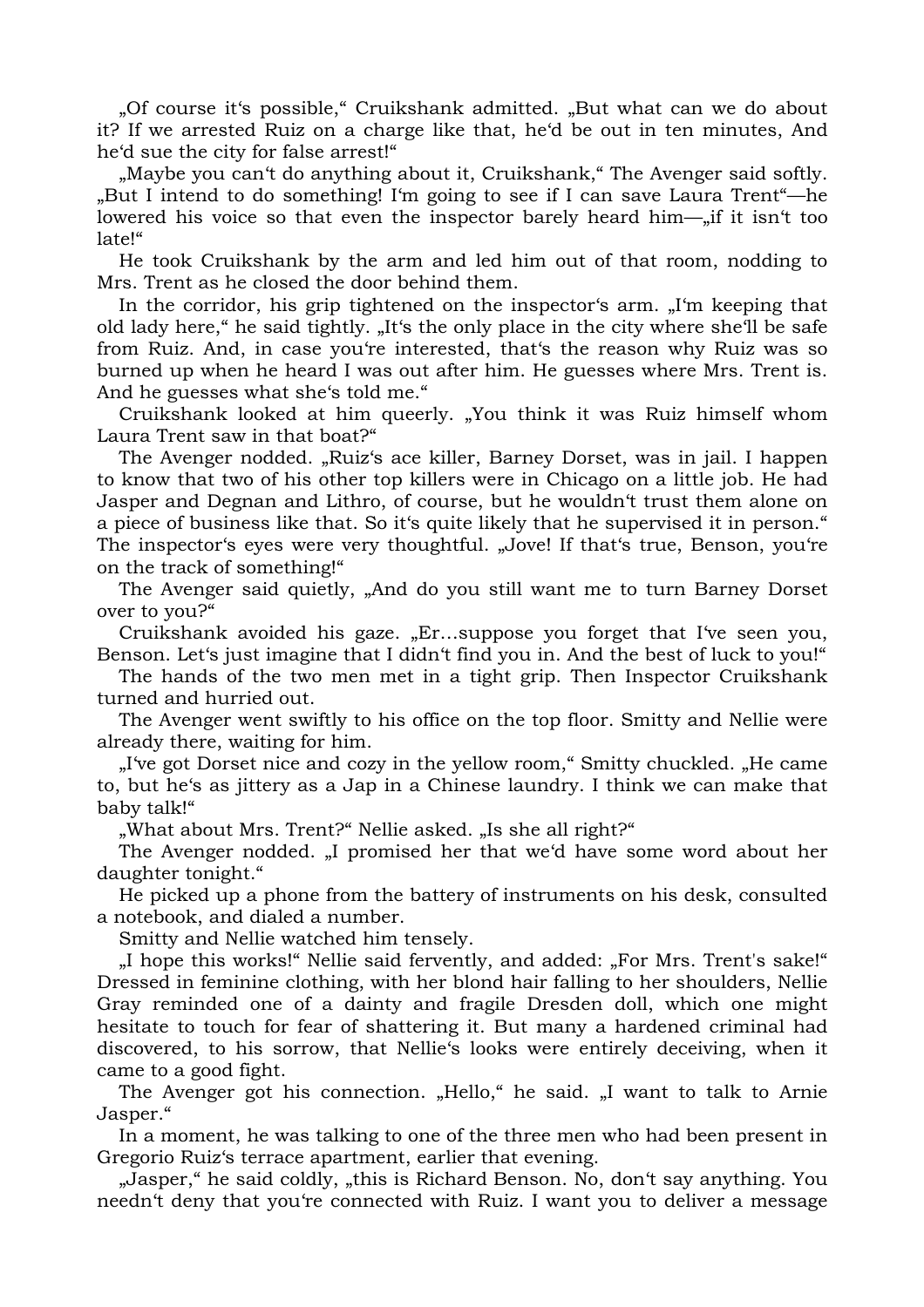„Of course it‘s possible,“ Cruikshank admitted. „But what can we do about it? If we arrested Ruiz on a charge like that, he‘d be out in ten minutes, And he‘d sue the city for false arrest!“

„Maybe you can‘t do anything about it, Cruikshank,“ The Avenger said softly. „But I intend to do something! I‘m going to see if I can save Laura Trent“—he lowered his voice so that even the inspector barely heard him—„if it isn‘t too late!“

He took Cruikshank by the arm and led him out of that room, nodding to Mrs. Trent as he closed the door behind them.

In the corridor, his grip tightened on the inspector‘s arm. „I‘m keeping that old lady here,“ he said tightly. „It‘s the only place in the city where she‘ll be safe from Ruiz. And, in case you‘re interested, that‘s the reason why Ruiz was so burned up when he heard I was out after him. He guesses where Mrs. Trent is. And he guesses what she‘s told me.“

Cruikshank looked at him queerly. „You think it was Ruiz himself whom Laura Trent saw in that boat?“

The Avenger nodded. „Ruiz‘s ace killer, Barney Dorset, was in jail. I happen to know that two of his other top killers were in Chicago on a little job. He had Jasper and Degnan and Lithro, of course, but he wouldn‘t trust them alone on a piece of business like that. So it‘s quite likely that he supervised it in person.“ The inspector‘s eyes were very thoughtful. „Jove! If that‘s true, Benson, you‘re on the track of something!“

The Avenger said quietly, „And do you still want me to turn Barney Dorset over to you?“

Cruikshank avoided his gaze. „Er…suppose you forget that I‘ve seen you, Benson. Let‘s just imagine that I didn‘t find you in. And the best of luck to you!“

The hands of the two men met in a tight grip. Then Inspector Cruikshank turned and hurried out.

The Avenger went swiftly to his office on the top floor. Smitty and Nellie were already there, waiting for him.

„I‘ve got Dorset nice and cozy in the yellow room,“ Smitty chuckled. „He came to, but he‘s as jittery as a Jap in a Chinese laundry. I think we can make that baby talk!“

„What about Mrs. Trent?“ Nellie asked. „Is she all right?“

The Avenger nodded. „I promised her that we‘d have some word about her daughter tonight.“

He picked up a phone from the battery of instruments on his desk, consulted a notebook, and dialed a number.

Smitty and Nellie watched him tensely.

„I hope this works!“ Nellie said fervently, and added: „For Mrs. Trent's sake!“ Dressed in feminine clothing, with her blond hair falling to her shoulders, Nellie Gray reminded one of a dainty and fragile Dresden doll, which one might hesitate to touch for fear of shattering it. But many a hardened criminal had discovered, to his sorrow, that Nellie‘s looks were entirely deceiving, when it came to a good fight.

The Avenger got his connection. „Hello,“ he said. „I want to talk to Arnie Jasper.“

In a moment, he was talking to one of the three men who had been present in Gregorio Ruiz‘s terrace apartment, earlier that evening.

„Jasper,“ he said coldly, „this is Richard Benson. No, don‘t say anything. You needn‘t deny that you‘re connected with Ruiz. I want you to deliver a message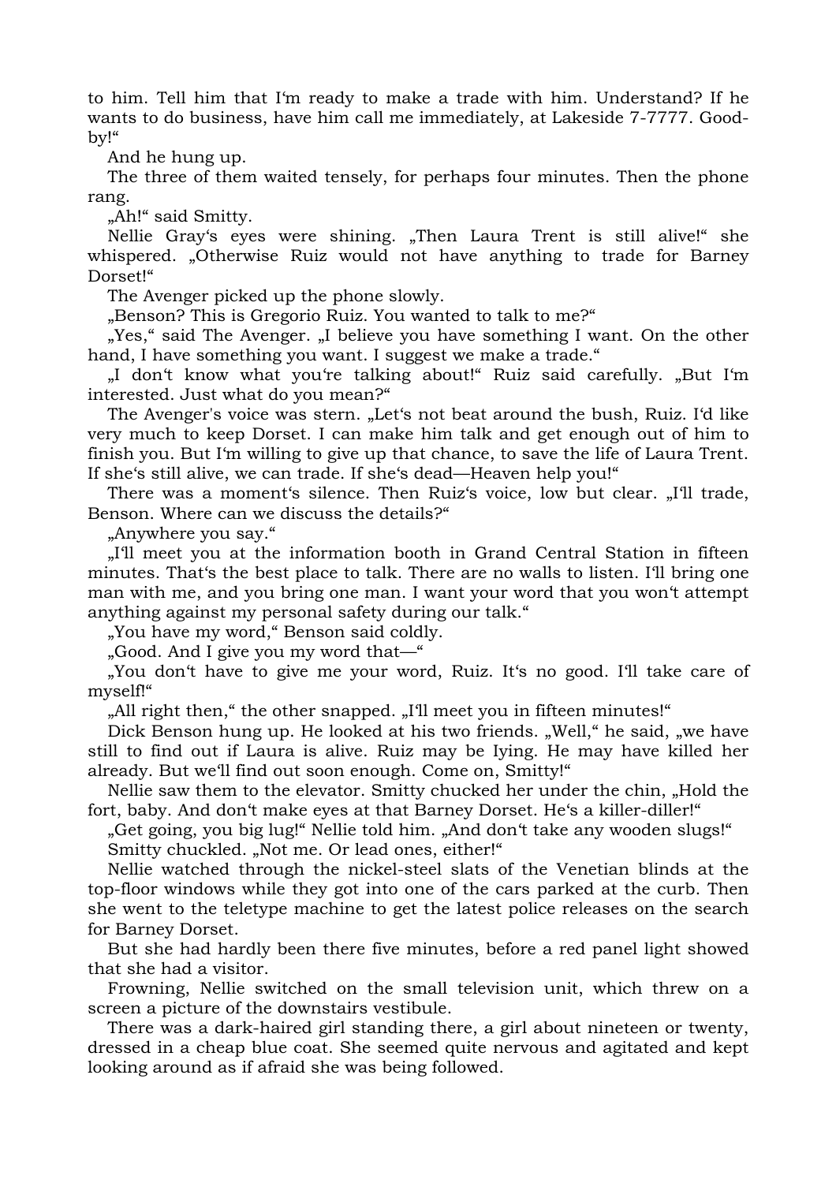to him. Tell him that I‘m ready to make a trade with him. Understand? If he wants to do business, have him call me immediately, at Lakeside 7-7777. Good-by!“

And he hung up.

The three of them waited tensely, for perhaps four minutes. Then the phone rang.

„Ah!“ said Smitty.

Nellie Gray‘s eyes were shining. „Then Laura Trent is still alive!“ she whispered. „Otherwise Ruiz would not have anything to trade for Barney Dorset!“

The Avenger picked up the phone slowly.

„Benson? This is Gregorio Ruiz. You wanted to talk to me?“

„Yes,“ said The Avenger. „I believe you have something I want. On the other hand, I have something you want. I suggest we make a trade.“

„I don‘t know what you‘re talking about!“ Ruiz said carefully. „But I‘m interested. Just what do you mean?“

The Avenger's voice was stern. „Let‘s not beat around the bush, Ruiz. I‘d like very much to keep Dorset. I can make him talk and get enough out of him to finish you. But I‘m willing to give up that chance, to save the life of Laura Trent. If she‘s still alive, we can trade. If she‘s dead—Heaven help you!“

There was a moment‘s silence. Then Ruiz‘s voice, low but clear. „I‘ll trade, Benson. Where can we discuss the details?“

„Anywhere you say.“

„I‘ll meet you at the information booth in Grand Central Station in fifteen minutes. That‘s the best place to talk. There are no walls to listen. I‘ll bring one man with me, and you bring one man. I want your word that you won‘t attempt anything against my personal safety during our talk.“

„You have my word,“ Benson said coldly.

„Good. And I give you my word that—“

„You don‘t have to give me your word, Ruiz. It‘s no good. I‘ll take care of myself!“

„All right then,“ the other snapped. „I‘ll meet you in fifteen minutes!“

Dick Benson hung up. He looked at his two friends. „Well,“ he said, „we have still to find out if Laura is alive. Ruiz may be Iying. He may have killed her already. But we‘ll find out soon enough. Come on, Smitty!“

Nellie saw them to the elevator. Smitty chucked her under the chin, „Hold the fort, baby. And don‘t make eyes at that Barney Dorset. He‘s a killer-diller!“

„Get going, you big lug!“ Nellie told him. „And don‘t take any wooden slugs!“

Smitty chuckled. „Not me. Or lead ones, either!“

Nellie watched through the nickel-steel slats of the Venetian blinds at the top-floor windows while they got into one of the cars parked at the curb. Then she went to the teletype machine to get the latest police releases on the search for Barney Dorset.

But she had hardly been there five minutes, before a red panel light showed that she had a visitor.

Frowning, Nellie switched on the small television unit, which threw on a screen a picture of the downstairs vestibule.

There was a dark-haired girl standing there, a girl about nineteen or twenty, dressed in a cheap blue coat. She seemed quite nervous and agitated and kept looking around as if afraid she was being followed.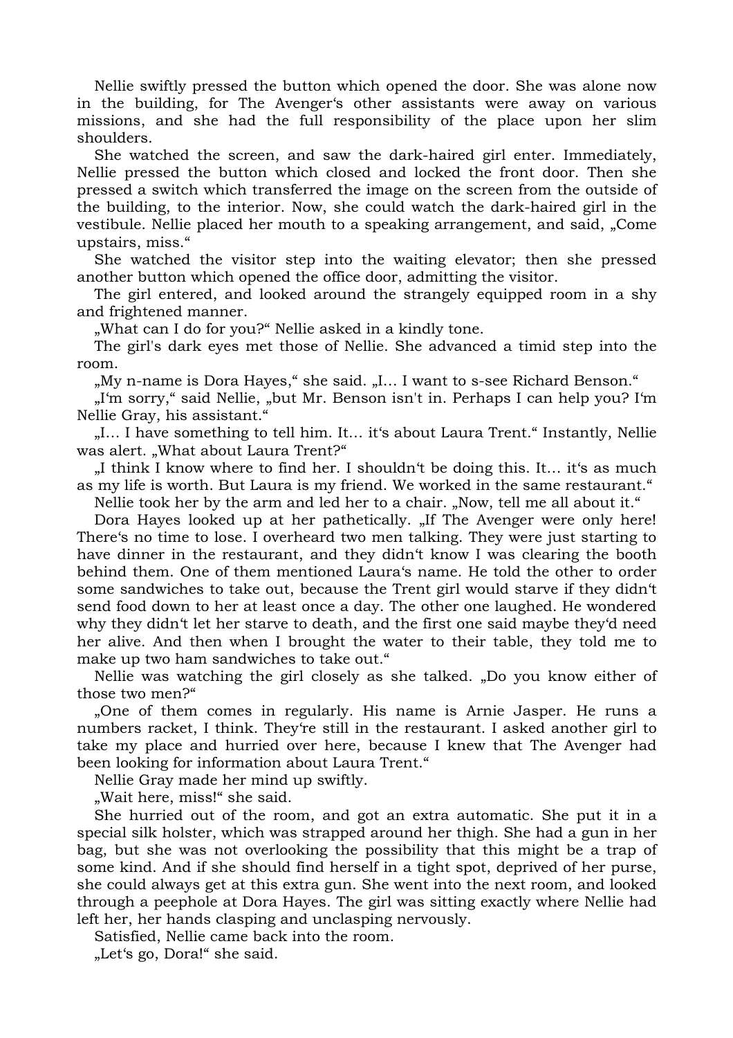Nellie swiftly pressed the button which opened the door. She was alone now in the building, for The Avenger‘s other assistants were away on various missions, and she had the full responsibility of the place upon her slim shoulders.

She watched the screen, and saw the dark-haired girl enter. Immediately, Nellie pressed the button which closed and locked the front door. Then she pressed a switch which transferred the image on the screen from the outside of the building, to the interior. Now, she could watch the dark-haired girl in the vestibule. Nellie placed her mouth to a speaking arrangement, and said, „Come upstairs, miss."

She watched the visitor step into the waiting elevator; then she pressed another button which opened the office door, admitting the visitor.

The girl entered, and looked around the strangely equipped room in a shy and frightened manner.

„What can I do for you?" Nellie asked in a kindly tone.

The girl's dark eyes met those of Nellie. She advanced a timid step into the room.

„My n-name is Dora Hayes," she said. „I… I want to s-see Richard Benson."

„I‘m sorry," said Nellie, „but Mr. Benson isn't in. Perhaps I can help you? I‘m Nellie Gray, his assistant."

„I… I have something to tell him. It… it‘s about Laura Trent." Instantly, Nellie was alert. „What about Laura Trent?"

„I think I know where to find her. I shouldn‘t be doing this. It… it‘s as much as my life is worth. But Laura is my friend. We worked in the same restaurant."

Nellie took her by the arm and led her to a chair. „Now, tell me all about it."

Dora Hayes looked up at her pathetically. „If The Avenger were only here! There‘s no time to lose. I overheard two men talking. They were just starting to have dinner in the restaurant, and they didn‘t know I was clearing the booth behind them. One of them mentioned Laura‘s name. He told the other to order some sandwiches to take out, because the Trent girl would starve if they didn‘t send food down to her at least once a day. The other one laughed. He wondered why they didn‘t let her starve to death, and the first one said maybe they‘d need her alive. And then when I brought the water to their table, they told me to make up two ham sandwiches to take out."

Nellie was watching the girl closely as she talked. „Do you know either of those two men?"

„One of them comes in regularly. His name is Arnie Jasper. He runs a numbers racket, I think. They‘re still in the restaurant. I asked another girl to take my place and hurried over here, because I knew that The Avenger had been looking for information about Laura Trent."

Nellie Gray made her mind up swiftly.

„Wait here, miss!" she said.

She hurried out of the room, and got an extra automatic. She put it in a special silk holster, which was strapped around her thigh. She had a gun in her bag, but she was not overlooking the possibility that this might be a trap of some kind. And if she should find herself in a tight spot, deprived of her purse, she could always get at this extra gun. She went into the next room, and looked through a peephole at Dora Hayes. The girl was sitting exactly where Nellie had left her, her hands clasping and unclasping nervously.

Satisfied, Nellie came back into the room.

„Let‘s go, Dora!" she said.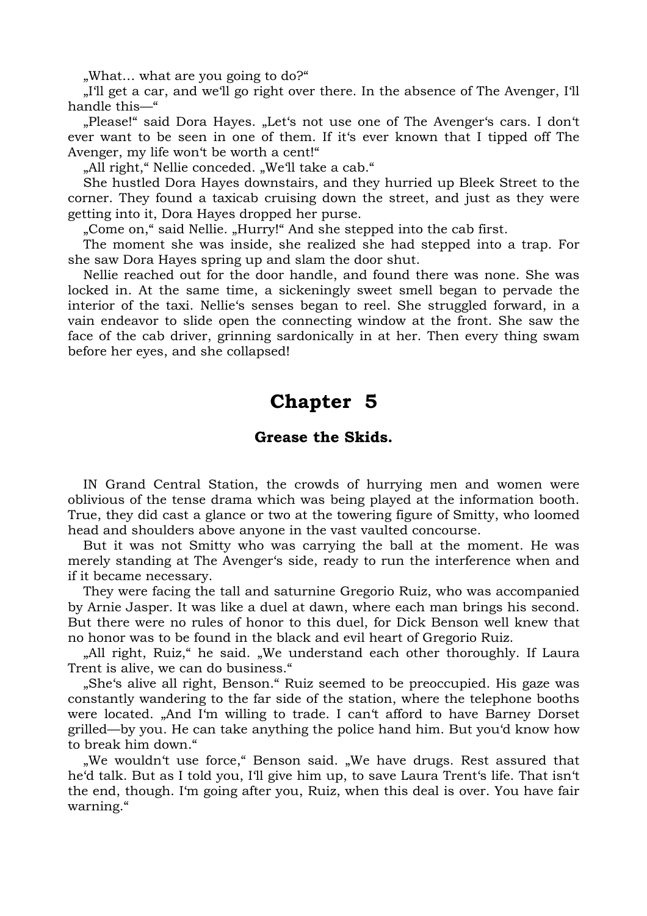„What… what are you going to do?"

„I'll get a car, and we'll go right over there. In the absence of The Avenger, I'll handle this—"

„Please!" said Dora Hayes. „Let's not use one of The Avenger's cars. I don't ever want to be seen in one of them. If it's ever known that I tipped off The Avenger, my life won't be worth a cent!"

„All right," Nellie conceded. „We'll take a cab."

She hustled Dora Hayes downstairs, and they hurried up Bleek Street to the corner. They found a taxicab cruising down the street, and just as they were getting into it, Dora Hayes dropped her purse.

„Come on," said Nellie. „Hurry!" And she stepped into the cab first.

The moment she was inside, she realized she had stepped into a trap. For she saw Dora Hayes spring up and slam the door shut.

Nellie reached out for the door handle, and found there was none. She was locked in. At the same time, a sickeningly sweet smell began to pervade the interior of the taxi. Nellie's senses began to reel. She struggled forward, in a vain endeavor to slide open the connecting window at the front. She saw the face of the cab driver, grinning sardonically in at her. Then every thing swam before her eyes, and she collapsed!

# Chapter 5

### Grease the Skids.

IN Grand Central Station, the crowds of hurrying men and women were oblivious of the tense drama which was being played at the information booth. True, they did cast a glance or two at the towering figure of Smitty, who loomed head and shoulders above anyone in the vast vaulted concourse.

But it was not Smitty who was carrying the ball at the moment. He was merely standing at The Avenger's side, ready to run the interference when and if it became necessary.

They were facing the tall and saturnine Gregorio Ruiz, who was accompanied by Arnie Jasper. It was like a duel at dawn, where each man brings his second. But there were no rules of honor to this duel, for Dick Benson well knew that no honor was to be found in the black and evil heart of Gregorio Ruiz.

„All right, Ruiz," he said. „We understand each other thoroughly. If Laura Trent is alive, we can do business."

„She's alive all right, Benson." Ruiz seemed to be preoccupied. His gaze was constantly wandering to the far side of the station, where the telephone booths were located. „And I'm willing to trade. I can't afford to have Barney Dorset grilled—by you. He can take anything the police hand him. But you'd know how to break him down."

„We wouldn't use force," Benson said. „We have drugs. Rest assured that he'd talk. But as I told you, I'll give him up, to save Laura Trent's life. That isn't the end, though. I'm going after you, Ruiz, when this deal is over. You have fair warning."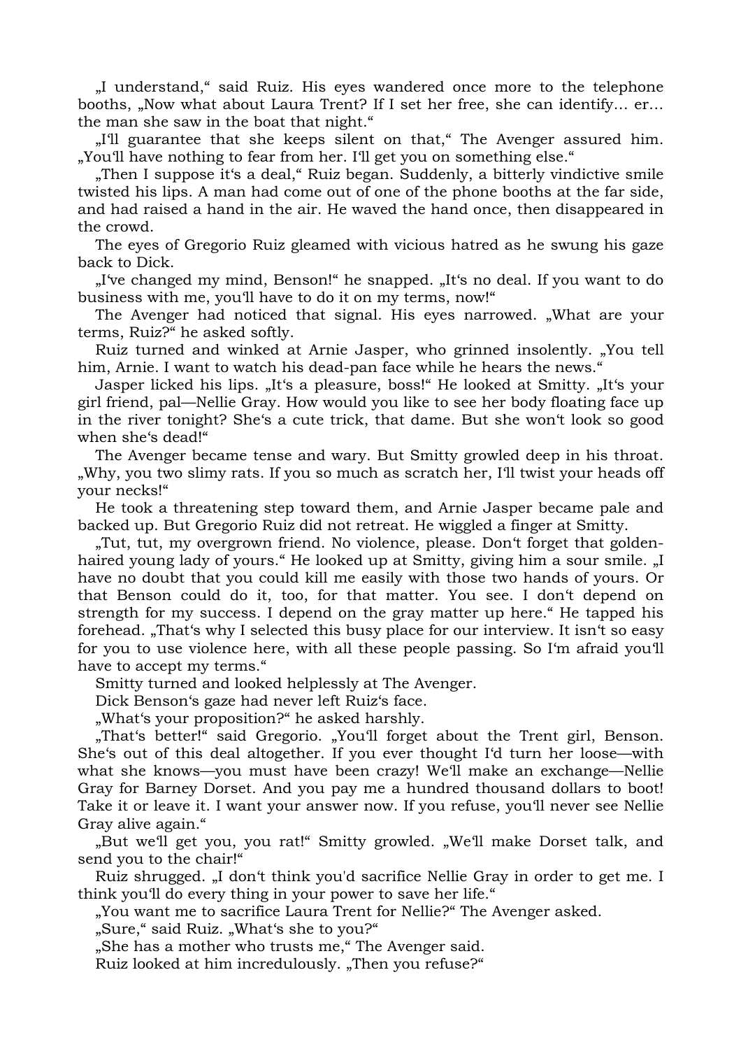„I understand,“ said Ruiz. His eyes wandered once more to the telephone booths, „Now what about Laura Trent? If I set her free, she can identify… er… the man she saw in the boat that night.“

„I'll guarantee that she keeps silent on that,“ The Avenger assured him. „You'll have nothing to fear from her. I'll get you on something else.“

„Then I suppose it's a deal,“ Ruiz began. Suddenly, a bitterly vindictive smile twisted his lips. A man had come out of one of the phone booths at the far side, and had raised a hand in the air. He waved the hand once, then disappeared in the crowd.

The eyes of Gregorio Ruiz gleamed with vicious hatred as he swung his gaze back to Dick.

„I've changed my mind, Benson!“ he snapped. „It's no deal. If you want to do business with me, you'll have to do it on my terms, now!“

The Avenger had noticed that signal. His eyes narrowed. „What are your terms, Ruiz?“ he asked softly.

Ruiz turned and winked at Arnie Jasper, who grinned insolently. „You tell him, Arnie. I want to watch his dead-pan face while he hears the news.“

Jasper licked his lips. „It's a pleasure, boss!“ He looked at Smitty. „It's your girl friend, pal—Nellie Gray. How would you like to see her body floating face up in the river tonight? She's a cute trick, that dame. But she won't look so good when she's dead!“

The Avenger became tense and wary. But Smitty growled deep in his throat. „Why, you two slimy rats. If you so much as scratch her, I'll twist your heads off your necks!“

He took a threatening step toward them, and Arnie Jasper became pale and backed up. But Gregorio Ruiz did not retreat. He wiggled a finger at Smitty.

„Tut, tut, my overgrown friend. No violence, please. Don't forget that golden-haired young lady of yours.“ He looked up at Smitty, giving him a sour smile. „I have no doubt that you could kill me easily with those two hands of yours. Or that Benson could do it, too, for that matter. You see. I don't depend on strength for my success. I depend on the gray matter up here.“ He tapped his forehead. „That's why I selected this busy place for our interview. It isn't so easy for you to use violence here, with all these people passing. So I'm afraid you'll have to accept my terms.“

Smitty turned and looked helplessly at The Avenger.

Dick Benson's gaze had never left Ruiz's face.

„What's your proposition?“ he asked harshly.

„That's better!“ said Gregorio. „You'll forget about the Trent girl, Benson. She's out of this deal altogether. If you ever thought I'd turn her loose—with what she knows—you must have been crazy! We'll make an exchange—Nellie Gray for Barney Dorset. And you pay me a hundred thousand dollars to boot! Take it or leave it. I want your answer now. If you refuse, you'll never see Nellie Gray alive again.“

„But we'll get you, you rat!“ Smitty growled. „We'll make Dorset talk, and send you to the chair!“

Ruiz shrugged. „I don't think you'd sacrifice Nellie Gray in order to get me. I think you'll do every thing in your power to save her life.“

„You want me to sacrifice Laura Trent for Nellie?“ The Avenger asked.

„Sure,“ said Ruiz. „What's she to you?“

„She has a mother who trusts me,“ The Avenger said.

Ruiz looked at him incredulously. „Then you refuse?“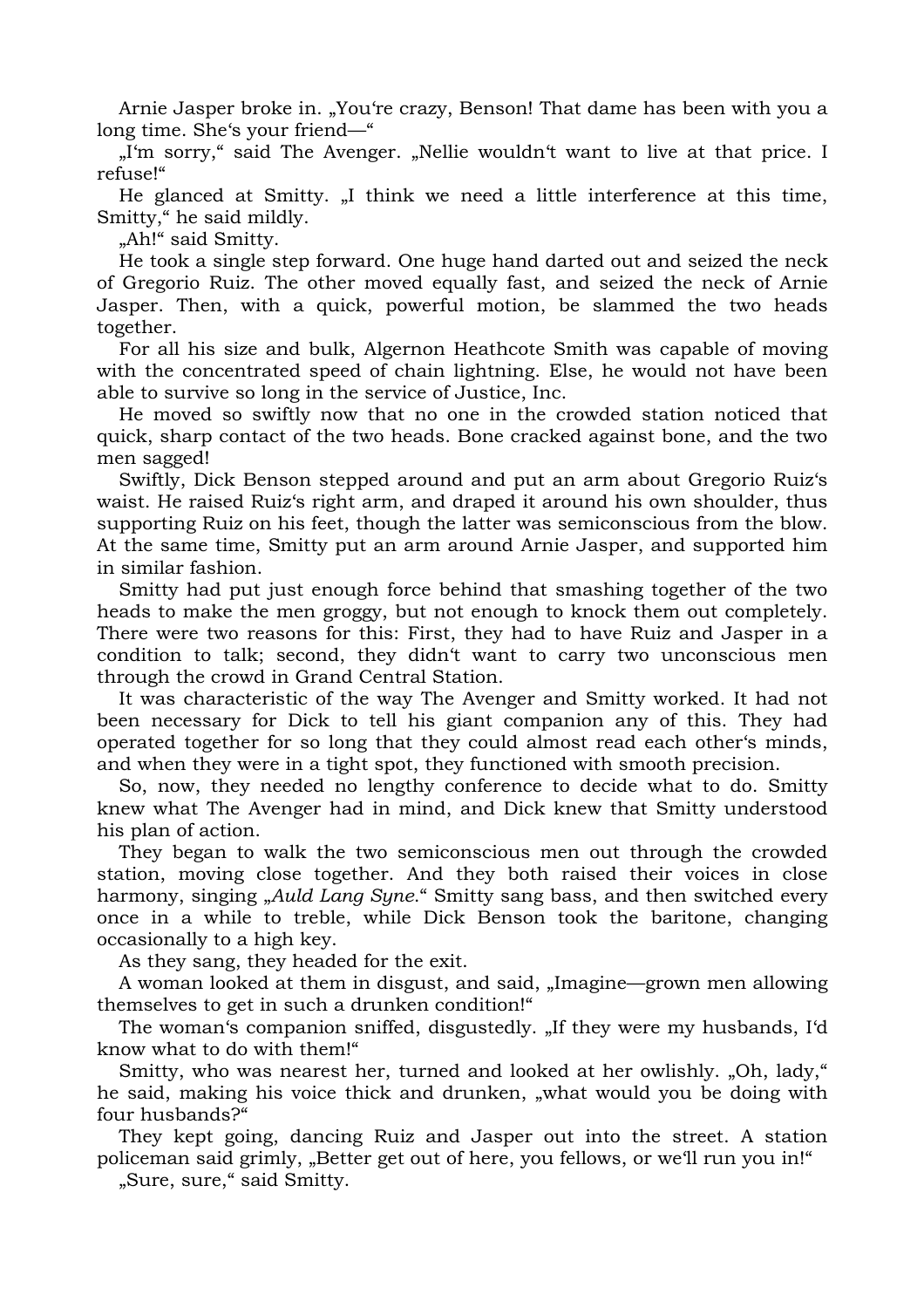Arnie Jasper broke in. „You‘re crazy, Benson! That dame has been with you a long time. She‘s your friend—“

„I‘m sorry,“ said The Avenger. „Nellie wouldn‘t want to live at that price. I refuse!“

He glanced at Smitty. „I think we need a little interference at this time, Smitty,“ he said mildly.

„Ah!“ said Smitty.

He took a single step forward. One huge hand darted out and seized the neck of Gregorio Ruiz. The other moved equally fast, and seized the neck of Arnie Jasper. Then, with a quick, powerful motion, be slammed the two heads together.

For all his size and bulk, Algernon Heathcote Smith was capable of moving with the concentrated speed of chain lightning. Else, he would not have been able to survive so long in the service of Justice, Inc.

He moved so swiftly now that no one in the crowded station noticed that quick, sharp contact of the two heads. Bone cracked against bone, and the two men sagged!

Swiftly, Dick Benson stepped around and put an arm about Gregorio Ruiz‘s waist. He raised Ruiz‘s right arm, and draped it around his own shoulder, thus supporting Ruiz on his feet, though the latter was semiconscious from the blow. At the same time, Smitty put an arm around Arnie Jasper, and supported him in similar fashion.

Smitty had put just enough force behind that smashing together of the two heads to make the men groggy, but not enough to knock them out completely. There were two reasons for this: First, they had to have Ruiz and Jasper in a condition to talk; second, they didn‘t want to carry two unconscious men through the crowd in Grand Central Station.

It was characteristic of the way The Avenger and Smitty worked. It had not been necessary for Dick to tell his giant companion any of this. They had operated together for so long that they could almost read each other‘s minds, and when they were in a tight spot, they functioned with smooth precision.

So, now, they needed no lengthy conference to decide what to do. Smitty knew what The Avenger had in mind, and Dick knew that Smitty understood his plan of action.

They began to walk the two semiconscious men out through the crowded station, moving close together. And they both raised their voices in close harmony, singing „*Auld Lang Syne*.“ Smitty sang bass, and then switched every once in a while to treble, while Dick Benson took the baritone, changing occasionally to a high key.

As they sang, they headed for the exit.

A woman looked at them in disgust, and said, „Imagine—grown men allowing themselves to get in such a drunken condition!“

The woman‘s companion sniffed, disgustedly. „If they were my husbands, I‘d know what to do with them!“

Smitty, who was nearest her, turned and looked at her owlishly. „Oh, lady,“ he said, making his voice thick and drunken, „what would you be doing with four husbands?“

They kept going, dancing Ruiz and Jasper out into the street. A station policeman said grimly, „Better get out of here, you fellows, or we‘ll run you in!“

„Sure, sure,“ said Smitty.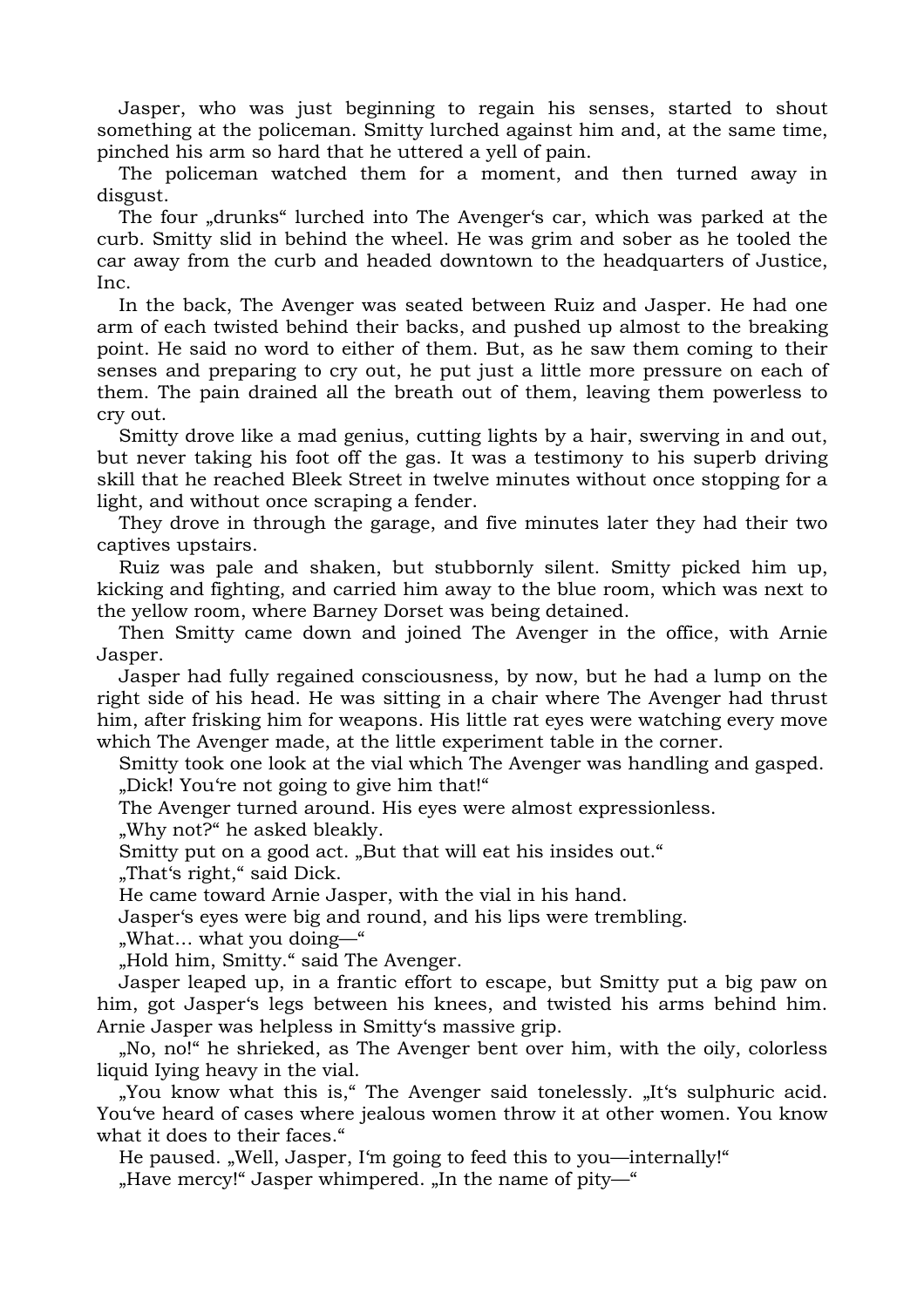Jasper, who was just beginning to regain his senses, started to shout something at the policeman. Smitty lurched against him and, at the same time, pinched his arm so hard that he uttered a yell of pain.

The policeman watched them for a moment, and then turned away in disgust.

The four „drunks" lurched into The Avenger's car, which was parked at the curb. Smitty slid in behind the wheel. He was grim and sober as he tooled the car away from the curb and headed downtown to the headquarters of Justice, Inc.

In the back, The Avenger was seated between Ruiz and Jasper. He had one arm of each twisted behind their backs, and pushed up almost to the breaking point. He said no word to either of them. But, as he saw them coming to their senses and preparing to cry out, he put just a little more pressure on each of them. The pain drained all the breath out of them, leaving them powerless to cry out.

Smitty drove like a mad genius, cutting lights by a hair, swerving in and out, but never taking his foot off the gas. It was a testimony to his superb driving skill that he reached Bleek Street in twelve minutes without once stopping for a light, and without once scraping a fender.

They drove in through the garage, and five minutes later they had their two captives upstairs.

Ruiz was pale and shaken, but stubbornly silent. Smitty picked him up, kicking and fighting, and carried him away to the blue room, which was next to the yellow room, where Barney Dorset was being detained.

Then Smitty came down and joined The Avenger in the office, with Arnie Jasper.

Jasper had fully regained consciousness, by now, but he had a lump on the right side of his head. He was sitting in a chair where The Avenger had thrust him, after frisking him for weapons. His little rat eyes were watching every move which The Avenger made, at the little experiment table in the corner.

Smitty took one look at the vial which The Avenger was handling and gasped.

„Dick! You're not going to give him that!"

The Avenger turned around. His eyes were almost expressionless.

„Why not?" he asked bleakly.

Smitty put on a good act. „But that will eat his insides out."

„That's right," said Dick.

He came toward Arnie Jasper, with the vial in his hand.

Jasper's eyes were big and round, and his lips were trembling.

„What… what you doing—"

„Hold him, Smitty." said The Avenger.

Jasper leaped up, in a frantic effort to escape, but Smitty put a big paw on him, got Jasper's legs between his knees, and twisted his arms behind him. Arnie Jasper was helpless in Smitty's massive grip.

„No, no!" he shrieked, as The Avenger bent over him, with the oily, colorless liquid lying heavy in the vial.

„You know what this is," The Avenger said tonelessly. „It's sulphuric acid. You've heard of cases where jealous women throw it at other women. You know what it does to their faces."

He paused. „Well, Jasper, I'm going to feed this to you—internally!"

„Have mercy!" Jasper whimpered. „In the name of pity—"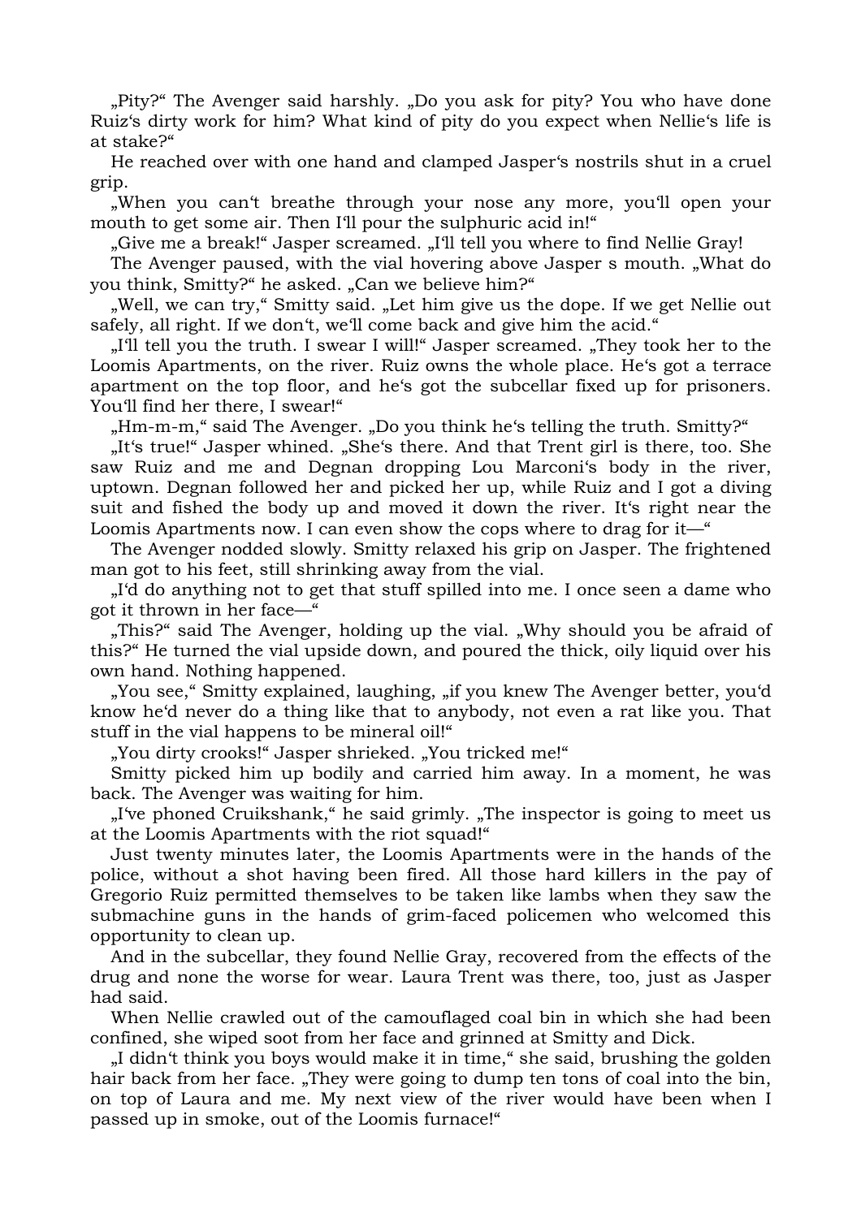„Pity?“ The Avenger said harshly. „Do you ask for pity? You who have done Ruiz‘s dirty work for him? What kind of pity do you expect when Nellie‘s life is at stake?“

He reached over with one hand and clamped Jasper‘s nostrils shut in a cruel grip.

„When you can‘t breathe through your nose any more, you‘ll open your mouth to get some air. Then I‘ll pour the sulphuric acid in!“

„Give me a break!“ Jasper screamed. „I‘ll tell you where to find Nellie Gray!

The Avenger paused, with the vial hovering above Jasper s mouth. „What do you think, Smitty?“ he asked. „Can we believe him?“

„Well, we can try,“ Smitty said. „Let him give us the dope. If we get Nellie out safely, all right. If we don‘t, we‘ll come back and give him the acid.“

„I‘ll tell you the truth. I swear I will!“ Jasper screamed. „They took her to the Loomis Apartments, on the river. Ruiz owns the whole place. He‘s got a terrace apartment on the top floor, and he‘s got the subcellar fixed up for prisoners. You‘ll find her there, I swear!“

„Hm-m-m,“ said The Avenger. „Do you think he‘s telling the truth. Smitty?“

„It‘s true!“ Jasper whined. „She‘s there. And that Trent girl is there, too. She saw Ruiz and me and Degnan dropping Lou Marconi‘s body in the river, uptown. Degnan followed her and picked her up, while Ruiz and I got a diving suit and fished the body up and moved it down the river. It‘s right near the Loomis Apartments now. I can even show the cops where to drag for it—“

The Avenger nodded slowly. Smitty relaxed his grip on Jasper. The frightened man got to his feet, still shrinking away from the vial.

„I‘d do anything not to get that stuff spilled into me. I once seen a dame who got it thrown in her face—“

„This?“ said The Avenger, holding up the vial. „Why should you be afraid of this?“ He turned the vial upside down, and poured the thick, oily liquid over his own hand. Nothing happened.

„You see,“ Smitty explained, laughing, „if you knew The Avenger better, you‘d know he‘d never do a thing like that to anybody, not even a rat like you. That stuff in the vial happens to be mineral oil!“

„You dirty crooks!“ Jasper shrieked. „You tricked me!“

Smitty picked him up bodily and carried him away. In a moment, he was back. The Avenger was waiting for him.

„I‘ve phoned Cruikshank,“ he said grimly. „The inspector is going to meet us at the Loomis Apartments with the riot squad!“

Just twenty minutes later, the Loomis Apartments were in the hands of the police, without a shot having been fired. All those hard killers in the pay of Gregorio Ruiz permitted themselves to be taken like lambs when they saw the submachine guns in the hands of grim-faced policemen who welcomed this opportunity to clean up.

And in the subcellar, they found Nellie Gray, recovered from the effects of the drug and none the worse for wear. Laura Trent was there, too, just as Jasper had said.

When Nellie crawled out of the camouflaged coal bin in which she had been confined, she wiped soot from her face and grinned at Smitty and Dick.

„I didn‘t think you boys would make it in time,“ she said, brushing the golden hair back from her face. „They were going to dump ten tons of coal into the bin, on top of Laura and me. My next view of the river would have been when I passed up in smoke, out of the Loomis furnace!“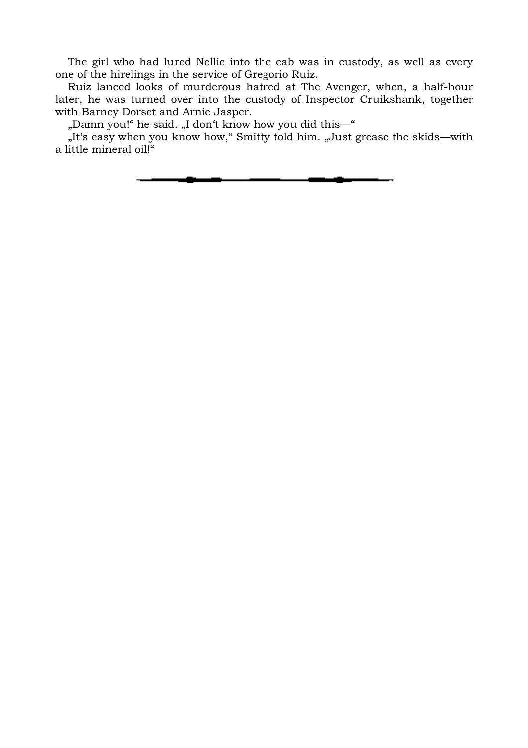The girl who had lured Nellie into the cab was in custody, as well as every one of the hirelings in the service of Gregorio Ruiz.

Ruiz lanced looks of murderous hatred at The Avenger, when, a half-hour later, he was turned over into the custody of Inspector Cruikshank, together with Barney Dorset and Arnie Jasper.

„Damn you!" he said. „I don't know how you did this—"

„It's easy when you know how," Smitty told him. „Just grease the skids—with a little mineral oil!"